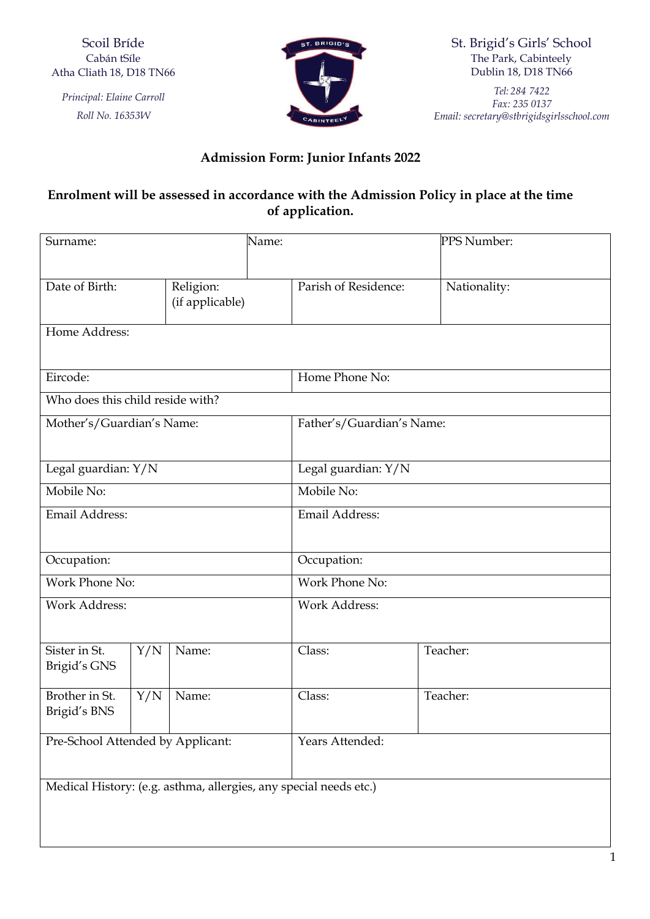Scoil Bríde
Cabán tSíle
Atha Cliath 18, D18 TN66

*Principal: Elaine Carroll*

*Roll No. 16353W*

St. Brigid's Girls' School
The Park, Cabinteely
Dublin 18, D18 TN66

*Tel: 284 7422*
*Fax: 235 0137*
*Email: secretary@stbrigidsgirlsschool.com*

**Admission Form: Junior Infants 2022**

**Enrolment will be assessed in accordance with the Admission Policy in place at the time of application.**

| Surname: | | | Name: | | PPS Number: |
|---|---|---|---|---|---|
| Date of Birth: | | Religion: (if applicable) | Parish of Residence: | | Nationality: |
| Home Address: | | | | | |
| Eircode: | | | Home Phone No: | | |
| Who does this child reside with? | | | | | |
| Mother's/Guardian's Name: | | | Father's/Guardian's Name: | | |
| Legal guardian: Y/N | | | Legal guardian: Y/N | | |
| Mobile No: | | | Mobile No: | | |
| Email Address: | | | Email Address: | | |
| Occupation: | | | Occupation: | | |
| Work Phone No: | | | Work Phone No: | | |
| Work Address: | | | Work Address: | | |
| Sister in St. Brigid's GNS | Y/N | Name: | Class: | Teacher: | |
| Brother in St. Brigid's BNS | Y/N | Name: | Class: | Teacher: | |
| Pre-School Attended by Applicant: | | | Years Attended: | | |
| Medical History: (e.g. asthma, allergies, any special needs etc.) | | | | | |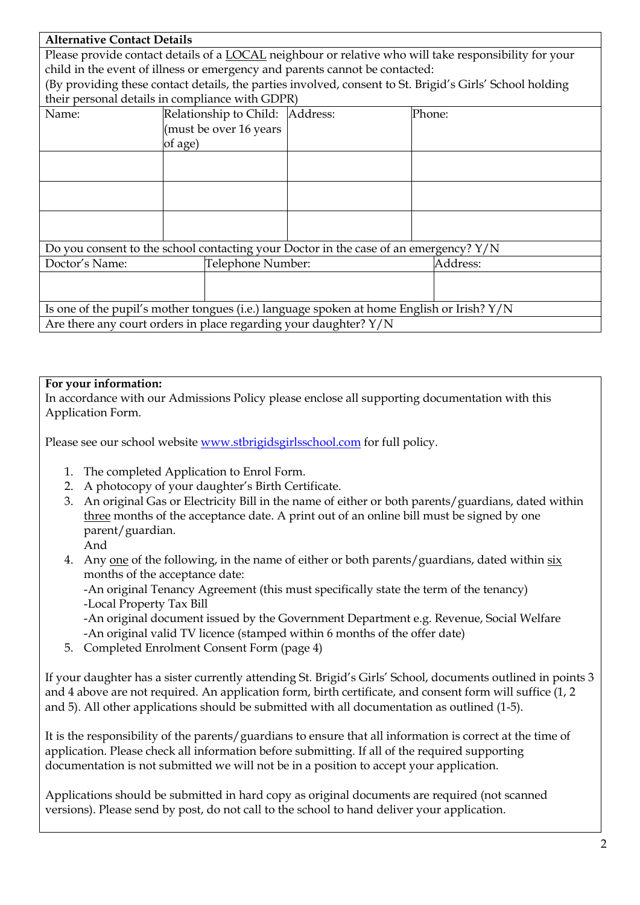| **Alternative Contact Details** | | | |
|---|---|---|---|
| Please provide contact details of a LOCAL neighbour or relative who will take responsibility for your child in the event of illness or emergency and parents cannot be contacted: (By providing these contact details, the parties involved, consent to St. Brigid's Girls' School holding their personal details in compliance with GDPR) | | | |
| Name: | Relationship to Child: (must be over 16 years of age) | Address: | Phone: |
| | | | |
| | | | |
| | | | |
| Do you consent to the school contacting your Doctor in the case of an emergency? Y/N | | | |
| Doctor's Name: | Telephone Number: | Address: | |
| | | | |
| Is one of the pupil's mother tongues (i.e.) language spoken at home English or Irish? Y/N | | | |
| Are there any court orders in place regarding your daughter? Y/N | | | |

**For your information:**

In accordance with our Admissions Policy please enclose all supporting documentation with this Application Form.

Please see our school website www.stbrigidsgirlsschool.com for full policy.

1. The completed Application to Enrol Form.
2. A photocopy of your daughter's Birth Certificate.
3. An original Gas or Electricity Bill in the name of either or both parents/guardians, dated within three months of the acceptance date. A print out of an online bill must be signed by one parent/guardian.
   And
4. Any one of the following, in the name of either or both parents/guardians, dated within six months of the acceptance date:
   -An original Tenancy Agreement (this must specifically state the term of the tenancy)
   -Local Property Tax Bill
   -An original document issued by the Government Department e.g. Revenue, Social Welfare
   -An original valid TV licence (stamped within 6 months of the offer date)
5. Completed Enrolment Consent Form (page 4)

If your daughter has a sister currently attending St. Brigid's Girls' School, documents outlined in points 3 and 4 above are not required. An application form, birth certificate, and consent form will suffice (1, 2 and 5). All other applications should be submitted with all documentation as outlined (1-5).

It is the responsibility of the parents/guardians to ensure that all information is correct at the time of application. Please check all information before submitting. If all of the required supporting documentation is not submitted we will not be in a position to accept your application.

Applications should be submitted in hard copy as original documents are required (not scanned versions). Please send by post, do not call to the school to hand deliver your application.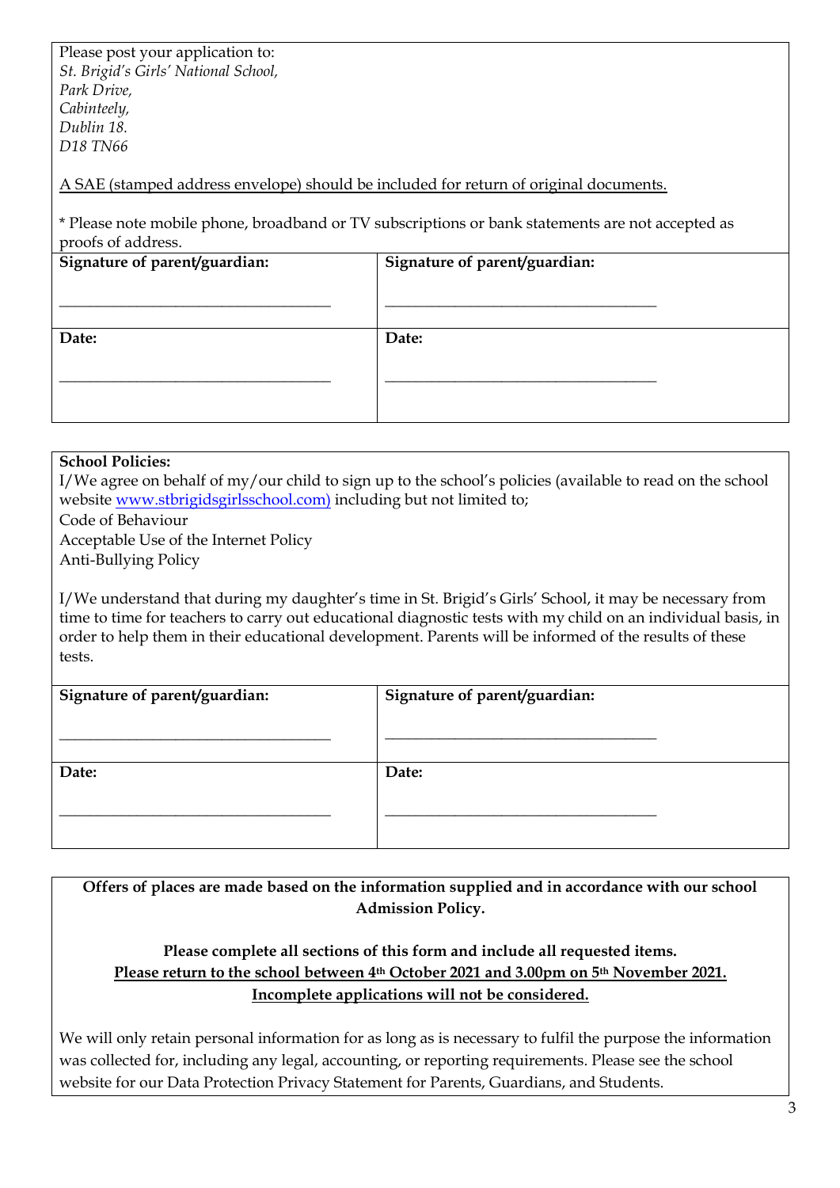Please post your application to:
*St. Brigid's Girls' National School,*
*Park Drive,*
*Cabinteely,*
*Dublin 18.*
*D18 TN66*

A SAE (stamped address envelope) should be included for return of original documents.

* Please note mobile phone, broadband or TV subscriptions or bank statements are not accepted as proofs of address.

| **Signature of parent/guardian:** ___________________________________ | **Signature of parent/guardian:** ___________________________________ |
|---|---|
| **Date:** ___________________________________ | **Date:** ___________________________________ |

**School Policies:**
I/We agree on behalf of my/our child to sign up to the school's policies (available to read on the school website www.stbrigidsgirlsschool.com) including but not limited to;
Code of Behaviour
Acceptable Use of the Internet Policy
Anti-Bullying Policy

I/We understand that during my daughter's time in St. Brigid's Girls' School, it may be necessary from time to time for teachers to carry out educational diagnostic tests with my child on an individual basis, in order to help them in their educational development. Parents will be informed of the results of these tests.

| **Signature of parent/guardian:** ___________________________________ | **Signature of parent/guardian:** ___________________________________ |
|---|---|
| **Date:** ___________________________________ | **Date:** ___________________________________ |

**Offers of places are made based on the information supplied and in accordance with our school Admission Policy.**

**Please complete all sections of this form and include all requested items.**
**Please return to the school between 4th October 2021 and 3.00pm on 5th November 2021.**
**Incomplete applications will not be considered.**

We will only retain personal information for as long as is necessary to fulfil the purpose the information was collected for, including any legal, accounting, or reporting requirements. Please see the school website for our Data Protection Privacy Statement for Parents, Guardians, and Students.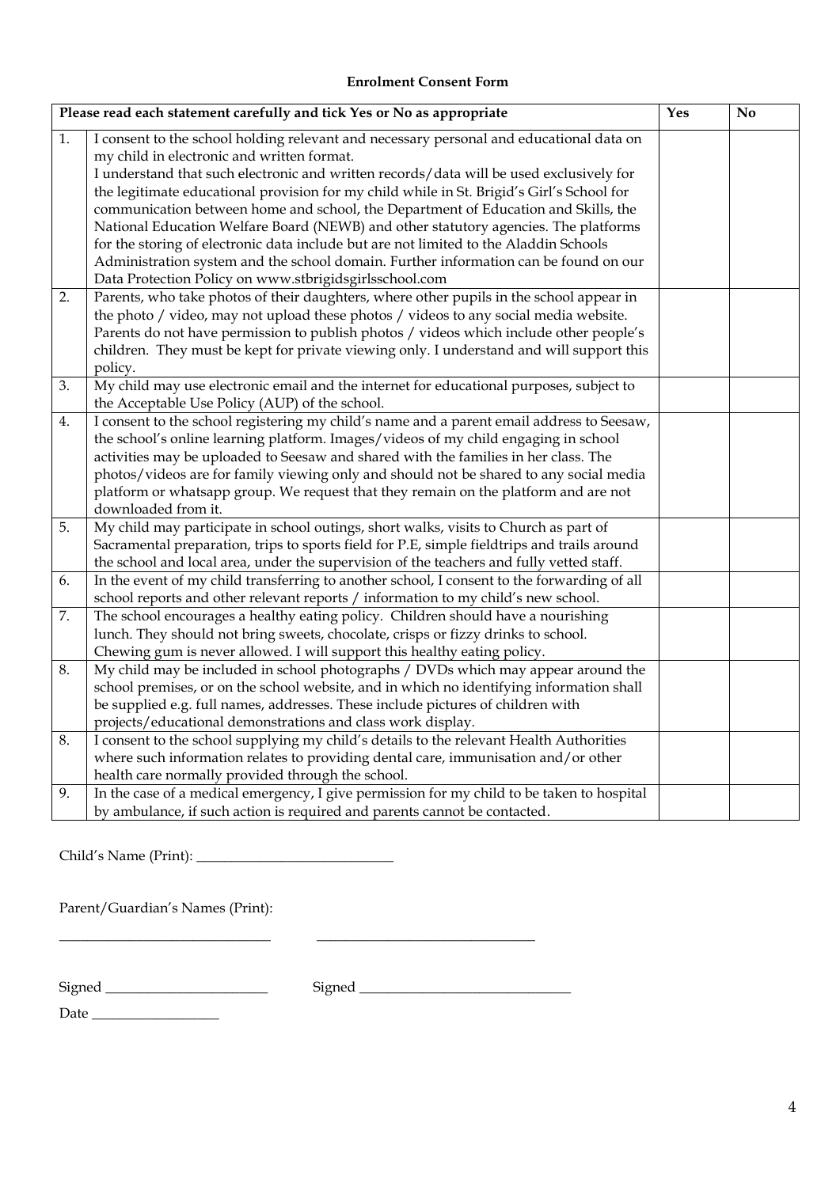**Enrolment Consent Form**

| Please read each statement carefully and tick Yes or No as appropriate | | Yes | No |
|---|---|---|---|
| 1. | I consent to the school holding relevant and necessary personal and educational data on my child in electronic and written format. I understand that such electronic and written records/data will be used exclusively for the legitimate educational provision for my child while in St. Brigid's Girl's School for communication between home and school, the Department of Education and Skills, the National Education Welfare Board (NEWB) and other statutory agencies. The platforms for the storing of electronic data include but are not limited to the Aladdin Schools Administration system and the school domain. Further information can be found on our Data Protection Policy on www.stbrigidsgirlsschool.com | | |
| 2. | Parents, who take photos of their daughters, where other pupils in the school appear in the photo / video, may not upload these photos / videos to any social media website. Parents do not have permission to publish photos / videos which include other people's children. They must be kept for private viewing only. I understand and will support this policy. | | |
| 3. | My child may use electronic email and the internet for educational purposes, subject to the Acceptable Use Policy (AUP) of the school. | | |
| 4. | I consent to the school registering my child's name and a parent email address to Seesaw, the school's online learning platform. Images/videos of my child engaging in school activities may be uploaded to Seesaw and shared with the families in her class. The photos/videos are for family viewing only and should not be shared to any social media platform or whatsapp group. We request that they remain on the platform and are not downloaded from it. | | |
| 5. | My child may participate in school outings, short walks, visits to Church as part of Sacramental preparation, trips to sports field for P.E, simple fieldtrips and trails around the school and local area, under the supervision of the teachers and fully vetted staff. | | |
| 6. | In the event of my child transferring to another school, I consent to the forwarding of all school reports and other relevant reports / information to my child's new school. | | |
| 7. | The school encourages a healthy eating policy. Children should have a nourishing lunch. They should not bring sweets, chocolate, crisps or fizzy drinks to school. Chewing gum is never allowed. I will support this healthy eating policy. | | |
| 8. | My child may be included in school photographs / DVDs which may appear around the school premises, or on the school website, and in which no identifying information shall be supplied e.g. full names, addresses. These include pictures of children with projects/educational demonstrations and class work display. | | |
| 8. | I consent to the school supplying my child's details to the relevant Health Authorities where such information relates to providing dental care, immunisation and/or other health care normally provided through the school. | | |
| 9. | In the case of a medical emergency, I give permission for my child to be taken to hospital by ambulance, if such action is required and parents cannot be contacted. | | |

Child's Name (Print): ___________________________

Parent/Guardian's Names (Print):

______________________________ ______________________________

Signed _______________________ Signed _____________________________

Date __________________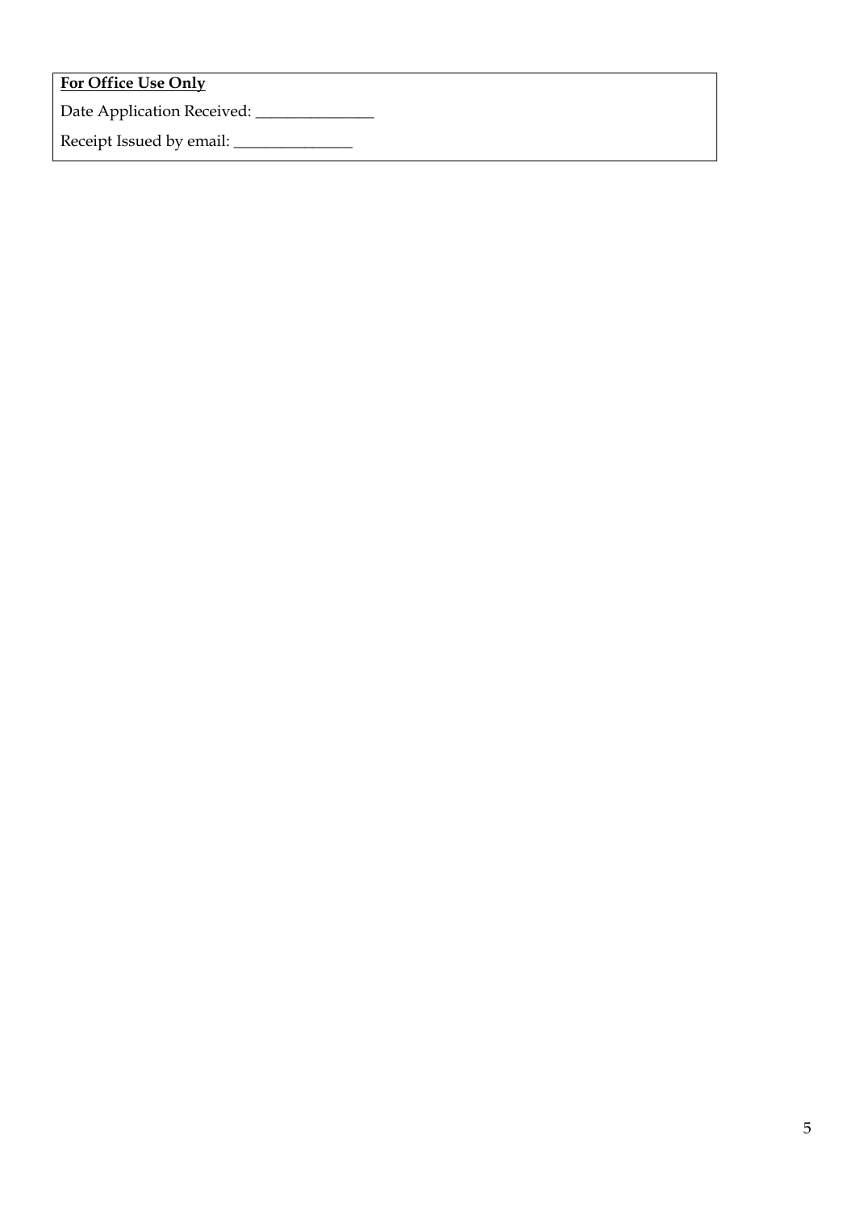**For Office Use Only**

Date Application Received: _______________

Receipt Issued by email: _______________